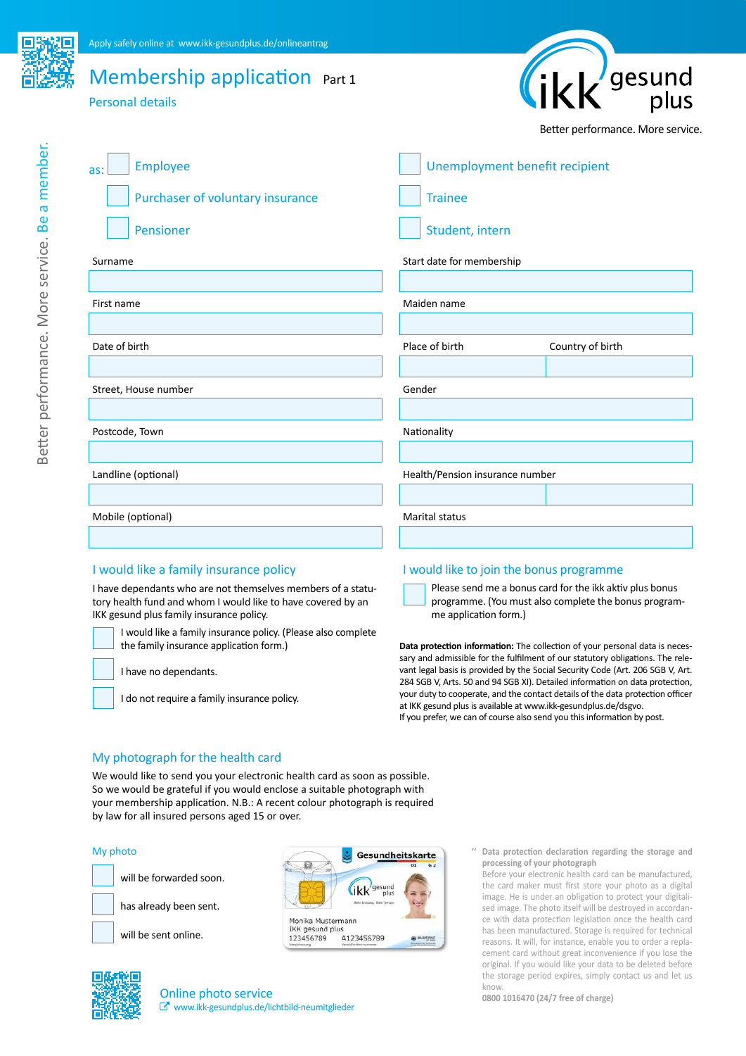Apply safely online at www.ikk-gesundplus.de/onlineantrag

# Membership application Part 1

## Personal details

ikk gesund plus

Better performance. More service.

Better performance. More service. Be a member.

as:
- ☐ Employee
- ☐ Purchaser of voluntary insurance
- ☐ Pensioner
- ☐ Unemployment benefit recipient
- ☐ Trainee
- ☐ Student, intern

Surname

First name

Date of birth

Street, House number

Postcode, Town

Landline (optional)

Mobile (optional)

Start date for membership

Maiden name

Place of birth | Country of birth

Gender

Nationality

Health/Pension insurance number

Marital status

### I would like a family insurance policy

I have dependants who are not themselves members of a statutory health fund and whom I would like to have covered by an IKK gesund plus family insurance policy.

- ☐ I would like a family insurance policy. (Please also complete the family insurance application form.)
- ☐ I have no dependants.
- ☐ I do not require a family insurance policy.

### I would like to join the bonus programme

- ☐ Please send me a bonus card for the ikk aktiv plus bonus programme. (You must also complete the bonus programme application form.)

**Data protection information:** The collection of your personal data is necessary and admissible for the fulfilment of our statutory obligations. The relevant legal basis is provided by the Social Security Code (Art. 206 SGB V, Art. 284 SGB V, Arts. 50 and 94 SGB XI). Detailed information on data protection, your duty to cooperate, and the contact details of the data protection officer at IKK gesund plus is available at www.ikk-gesundplus.de/dsgvo.
If you prefer, we can of course also send you this information by post.

### My photograph for the health card

We would like to send you your electronic health card as soon as possible. So we would be grateful if you would enclose a suitable photograph with your membership application. N.B.: A recent colour photograph is required by law for all insured persons aged 15 or over.

My photo
- ☐ will be forwarded soon.
- ☐ has already been sent.
- ☐ will be sent online.

Gesundheitskarte
Monika Mustermann
IKK gesund plus
123456789 A123456789

**Data protection declaration regarding the storage and processing of your photograph**
Before your electronic health card can be manufactured, the card maker must first store your photo as a digital image. He is under an obligation to protect your digitalised image. The photo itself will be destroyed in accordance with data protection legislation once the health card has been manufactured. Storage is required for technical reasons. It will, for instance, enable you to order a replacement card without great inconvenience if you lose the original. If you would like your data to be deleted before the storage period expires, simply contact us and let us know.
**0800 1016470 (24/7 free of charge)**

### Online photo service

www.ikk-gesundplus.de/lichtbild-neumitglieder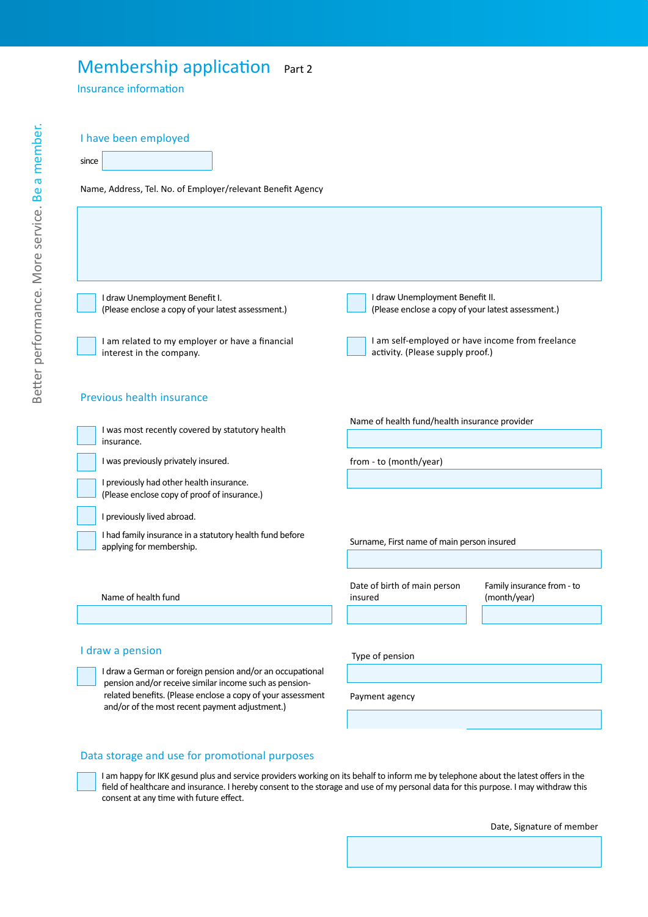# Membership application Part 2

## Insurance information

Better performance. More service. Be a member.

### I have been employed

since

Name, Address, Tel. No. of Employer/relevant Benefit Agency

- I draw Unemployment Benefit I. (Please enclose a copy of your latest assessment.)
- I draw Unemployment Benefit II. (Please enclose a copy of your latest assessment.)
- I am related to my employer or have a financial interest in the company.
- I am self-employed or have income from freelance activity. (Please supply proof.)

### Previous health insurance

- I was most recently covered by statutory health insurance.
- I was previously privately insured.
- I previously had other health insurance. (Please enclose copy of proof of insurance.)
- I previously lived abroad.
- I had family insurance in a statutory health fund before applying for membership.

Name of health fund/health insurance provider

from - to (month/year)

Surname, First name of main person insured

Name of health fund

Date of birth of main person insured

Family insurance from - to (month/year)

### I draw a pension

- I draw a German or foreign pension and/or an occupational pension and/or receive similar income such as pension-related benefits. (Please enclose a copy of your assessment and/or of the most recent payment adjustment.)

Type of pension

Payment agency

### Data storage and use for promotional purposes

- I am happy for IKK gesund plus and service providers working on its behalf to inform me by telephone about the latest offers in the field of healthcare and insurance. I hereby consent to the storage and use of my personal data for this purpose. I may withdraw this consent at any time with future effect.

Date, Signature of member